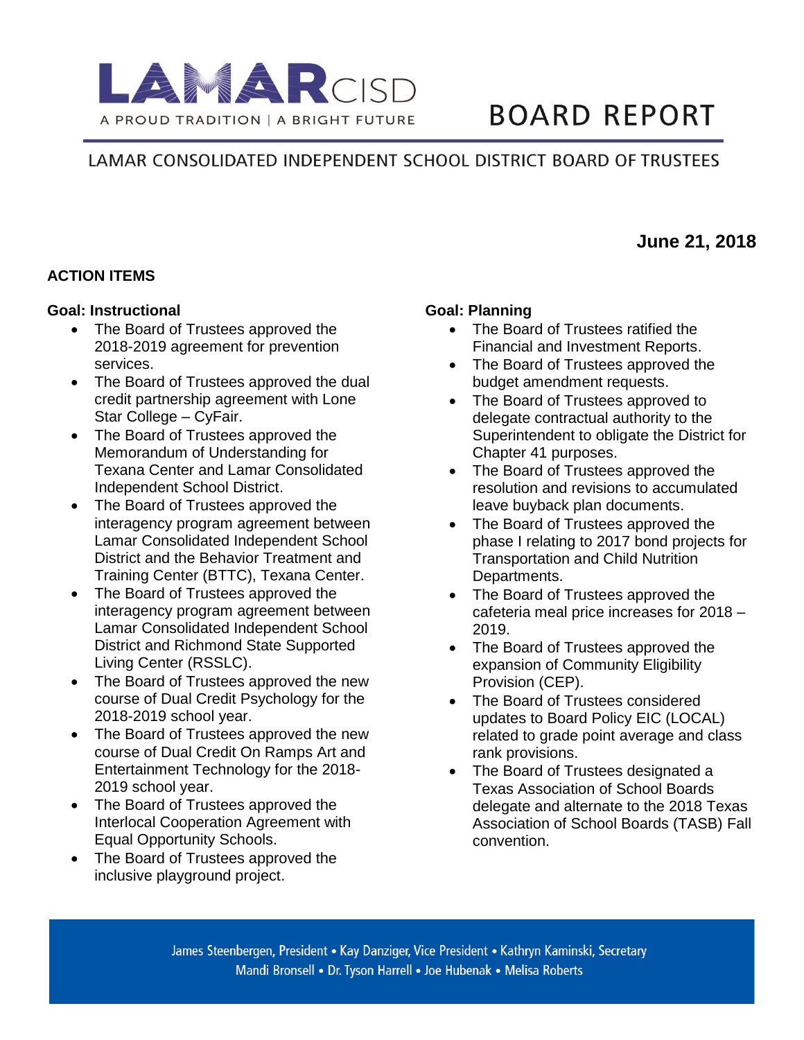# LAMAR CISD

A PROUD TRADITION | A BRIGHT FUTURE

# BOARD REPORT

LAMAR CONSOLIDATED INDEPENDENT SCHOOL DISTRICT BOARD OF TRUSTEES

**June 21, 2018**

## ACTION ITEMS

### Goal: Instructional

- The Board of Trustees approved the 2018-2019 agreement for prevention services.
- The Board of Trustees approved the dual credit partnership agreement with Lone Star College – CyFair.
- The Board of Trustees approved the Memorandum of Understanding for Texana Center and Lamar Consolidated Independent School District.
- The Board of Trustees approved the interagency program agreement between Lamar Consolidated Independent School District and the Behavior Treatment and Training Center (BTTC), Texana Center.
- The Board of Trustees approved the interagency program agreement between Lamar Consolidated Independent School District and Richmond State Supported Living Center (RSSLC).
- The Board of Trustees approved the new course of Dual Credit Psychology for the 2018-2019 school year.
- The Board of Trustees approved the new course of Dual Credit On Ramps Art and Entertainment Technology for the 2018-2019 school year.
- The Board of Trustees approved the Interlocal Cooperation Agreement with Equal Opportunity Schools.
- The Board of Trustees approved the inclusive playground project.

### Goal: Planning

- The Board of Trustees ratified the Financial and Investment Reports.
- The Board of Trustees approved the budget amendment requests.
- The Board of Trustees approved to delegate contractual authority to the Superintendent to obligate the District for Chapter 41 purposes.
- The Board of Trustees approved the resolution and revisions to accumulated leave buyback plan documents.
- The Board of Trustees approved the phase I relating to 2017 bond projects for Transportation and Child Nutrition Departments.
- The Board of Trustees approved the cafeteria meal price increases for 2018 – 2019.
- The Board of Trustees approved the expansion of Community Eligibility Provision (CEP).
- The Board of Trustees considered updates to Board Policy EIC (LOCAL) related to grade point average and class rank provisions.
- The Board of Trustees designated a Texas Association of School Boards delegate and alternate to the 2018 Texas Association of School Boards (TASB) Fall convention.

James Steenbergen, President • Kay Danziger, Vice President • Kathryn Kaminski, Secretary
Mandi Bronsell • Dr. Tyson Harrell • Joe Hubenak • Melisa Roberts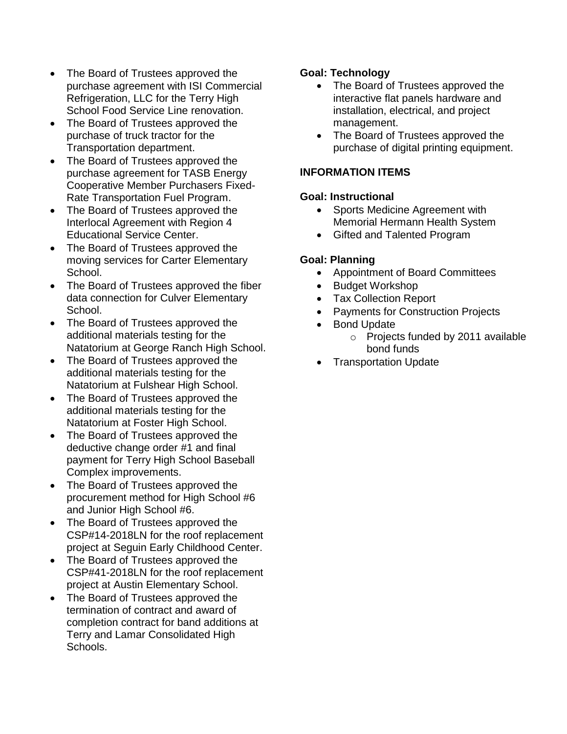- The Board of Trustees approved the purchase agreement with ISI Commercial Refrigeration, LLC for the Terry High School Food Service Line renovation.
- The Board of Trustees approved the purchase of truck tractor for the Transportation department.
- The Board of Trustees approved the purchase agreement for TASB Energy Cooperative Member Purchasers Fixed-Rate Transportation Fuel Program.
- The Board of Trustees approved the Interlocal Agreement with Region 4 Educational Service Center.
- The Board of Trustees approved the moving services for Carter Elementary School.
- The Board of Trustees approved the fiber data connection for Culver Elementary School.
- The Board of Trustees approved the additional materials testing for the Natatorium at George Ranch High School.
- The Board of Trustees approved the additional materials testing for the Natatorium at Fulshear High School.
- The Board of Trustees approved the additional materials testing for the Natatorium at Foster High School.
- The Board of Trustees approved the deductive change order #1 and final payment for Terry High School Baseball Complex improvements.
- The Board of Trustees approved the procurement method for High School #6 and Junior High School #6.
- The Board of Trustees approved the CSP#14-2018LN for the roof replacement project at Seguin Early Childhood Center.
- The Board of Trustees approved the CSP#41-2018LN for the roof replacement project at Austin Elementary School.
- The Board of Trustees approved the termination of contract and award of completion contract for band additions at Terry and Lamar Consolidated High Schools.

**Goal: Technology**

- The Board of Trustees approved the interactive flat panels hardware and installation, electrical, and project management.
- The Board of Trustees approved the purchase of digital printing equipment.

**INFORMATION ITEMS**

**Goal: Instructional**

- Sports Medicine Agreement with Memorial Hermann Health System
- Gifted and Talented Program

**Goal: Planning**

- Appointment of Board Committees
- Budget Workshop
- Tax Collection Report
- Payments for Construction Projects
- Bond Update
  - Projects funded by 2011 available bond funds
- Transportation Update